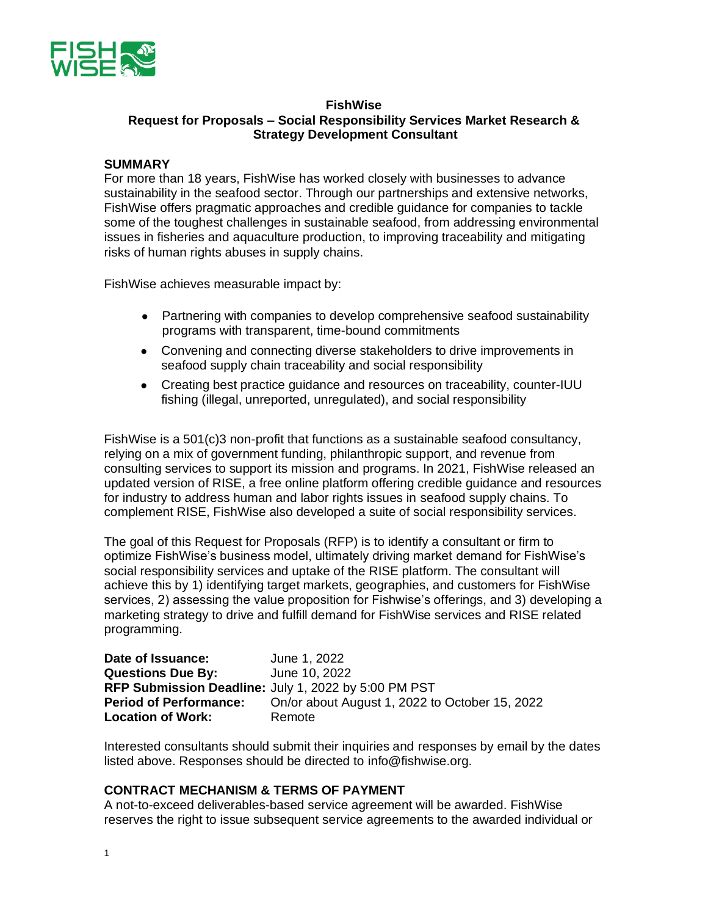**FishWise**
**Request for Proposals – Social Responsibility Services Market Research & Strategy Development Consultant**

## SUMMARY

For more than 18 years, FishWise has worked closely with businesses to advance sustainability in the seafood sector. Through our partnerships and extensive networks, FishWise offers pragmatic approaches and credible guidance for companies to tackle some of the toughest challenges in sustainable seafood, from addressing environmental issues in fisheries and aquaculture production, to improving traceability and mitigating risks of human rights abuses in supply chains.

FishWise achieves measurable impact by:

- Partnering with companies to develop comprehensive seafood sustainability programs with transparent, time-bound commitments
- Convening and connecting diverse stakeholders to drive improvements in seafood supply chain traceability and social responsibility
- Creating best practice guidance and resources on traceability, counter-IUU fishing (illegal, unreported, unregulated), and social responsibility

FishWise is a 501(c)3 non-profit that functions as a sustainable seafood consultancy, relying on a mix of government funding, philanthropic support, and revenue from consulting services to support its mission and programs. In 2021, FishWise released an updated version of RISE, a free online platform offering credible guidance and resources for industry to address human and labor rights issues in seafood supply chains. To complement RISE, FishWise also developed a suite of social responsibility services.

The goal of this Request for Proposals (RFP) is to identify a consultant or firm to optimize FishWise's business model, ultimately driving market demand for FishWise's social responsibility services and uptake of the RISE platform. The consultant will achieve this by 1) identifying target markets, geographies, and customers for FishWise services, 2) assessing the value proposition for Fishwise's offerings, and 3) developing a marketing strategy to drive and fulfill demand for FishWise services and RISE related programming.

**Date of Issuance:** June 1, 2022
**Questions Due By:** June 10, 2022
**RFP Submission Deadline:** July 1, 2022 by 5:00 PM PST
**Period of Performance:** On/or about August 1, 2022 to October 15, 2022
**Location of Work:** Remote

Interested consultants should submit their inquiries and responses by email by the dates listed above. Responses should be directed to info@fishwise.org.

## CONTRACT MECHANISM & TERMS OF PAYMENT

A not-to-exceed deliverables-based service agreement will be awarded. FishWise reserves the right to issue subsequent service agreements to the awarded individual or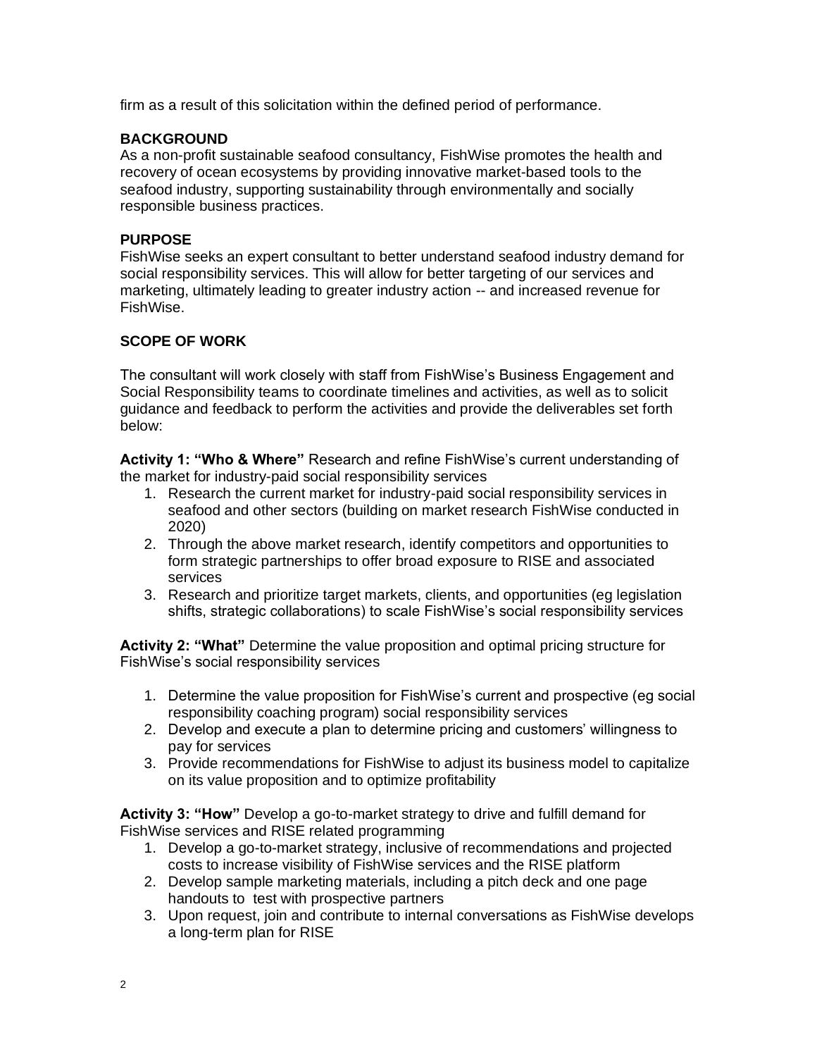firm as a result of this solicitation within the defined period of performance.

## BACKGROUND

As a non-profit sustainable seafood consultancy, FishWise promotes the health and recovery of ocean ecosystems by providing innovative market-based tools to the seafood industry, supporting sustainability through environmentally and socially responsible business practices.

## PURPOSE

FishWise seeks an expert consultant to better understand seafood industry demand for social responsibility services. This will allow for better targeting of our services and marketing, ultimately leading to greater industry action -- and increased revenue for FishWise.

## SCOPE OF WORK

The consultant will work closely with staff from FishWise's Business Engagement and Social Responsibility teams to coordinate timelines and activities, as well as to solicit guidance and feedback to perform the activities and provide the deliverables set forth below:

**Activity 1: "Who & Where"** Research and refine FishWise's current understanding of the market for industry-paid social responsibility services

1. Research the current market for industry-paid social responsibility services in seafood and other sectors (building on market research FishWise conducted in 2020)
2. Through the above market research, identify competitors and opportunities to form strategic partnerships to offer broad exposure to RISE and associated services
3. Research and prioritize target markets, clients, and opportunities (eg legislation shifts, strategic collaborations) to scale FishWise's social responsibility services

**Activity 2: "What"** Determine the value proposition and optimal pricing structure for FishWise's social responsibility services

1. Determine the value proposition for FishWise's current and prospective (eg social responsibility coaching program) social responsibility services
2. Develop and execute a plan to determine pricing and customers' willingness to pay for services
3. Provide recommendations for FishWise to adjust its business model to capitalize on its value proposition and to optimize profitability

**Activity 3: "How"** Develop a go-to-market strategy to drive and fulfill demand for FishWise services and RISE related programming

1. Develop a go-to-market strategy, inclusive of recommendations and projected costs to increase visibility of FishWise services and the RISE platform
2. Develop sample marketing materials, including a pitch deck and one page handouts to test with prospective partners
3. Upon request, join and contribute to internal conversations as FishWise develops a long-term plan for RISE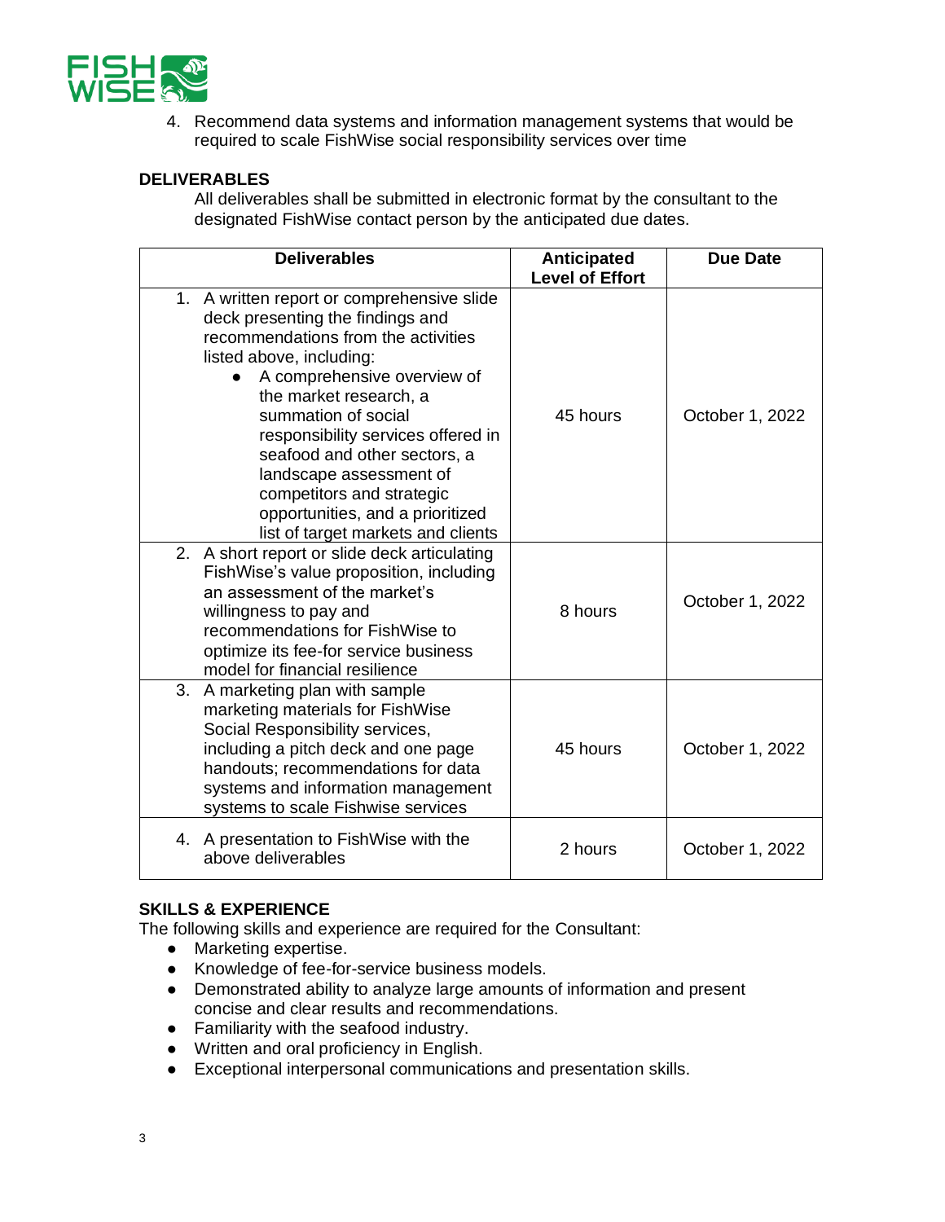4. Recommend data systems and information management systems that would be required to scale FishWise social responsibility services over time

## DELIVERABLES

All deliverables shall be submitted in electronic format by the consultant to the designated FishWise contact person by the anticipated due dates.

| Deliverables | Anticipated Level of Effort | Due Date |
|---|---|---|
| 1. A written report or comprehensive slide deck presenting the findings and recommendations from the activities listed above, including: <br> ● A comprehensive overview of the market research, a summation of social responsibility services offered in seafood and other sectors, a landscape assessment of competitors and strategic opportunities, and a prioritized list of target markets and clients | 45 hours | October 1, 2022 |
| 2. A short report or slide deck articulating FishWise's value proposition, including an assessment of the market's willingness to pay and recommendations for FishWise to optimize its fee-for service business model for financial resilience | 8 hours | October 1, 2022 |
| 3. A marketing plan with sample marketing materials for FishWise Social Responsibility services, including a pitch deck and one page handouts; recommendations for data systems and information management systems to scale Fishwise services | 45 hours | October 1, 2022 |
| 4. A presentation to FishWise with the above deliverables | 2 hours | October 1, 2022 |

## SKILLS & EXPERIENCE

The following skills and experience are required for the Consultant:

- Marketing expertise.
- Knowledge of fee-for-service business models.
- Demonstrated ability to analyze large amounts of information and present concise and clear results and recommendations.
- Familiarity with the seafood industry.
- Written and oral proficiency in English.
- Exceptional interpersonal communications and presentation skills.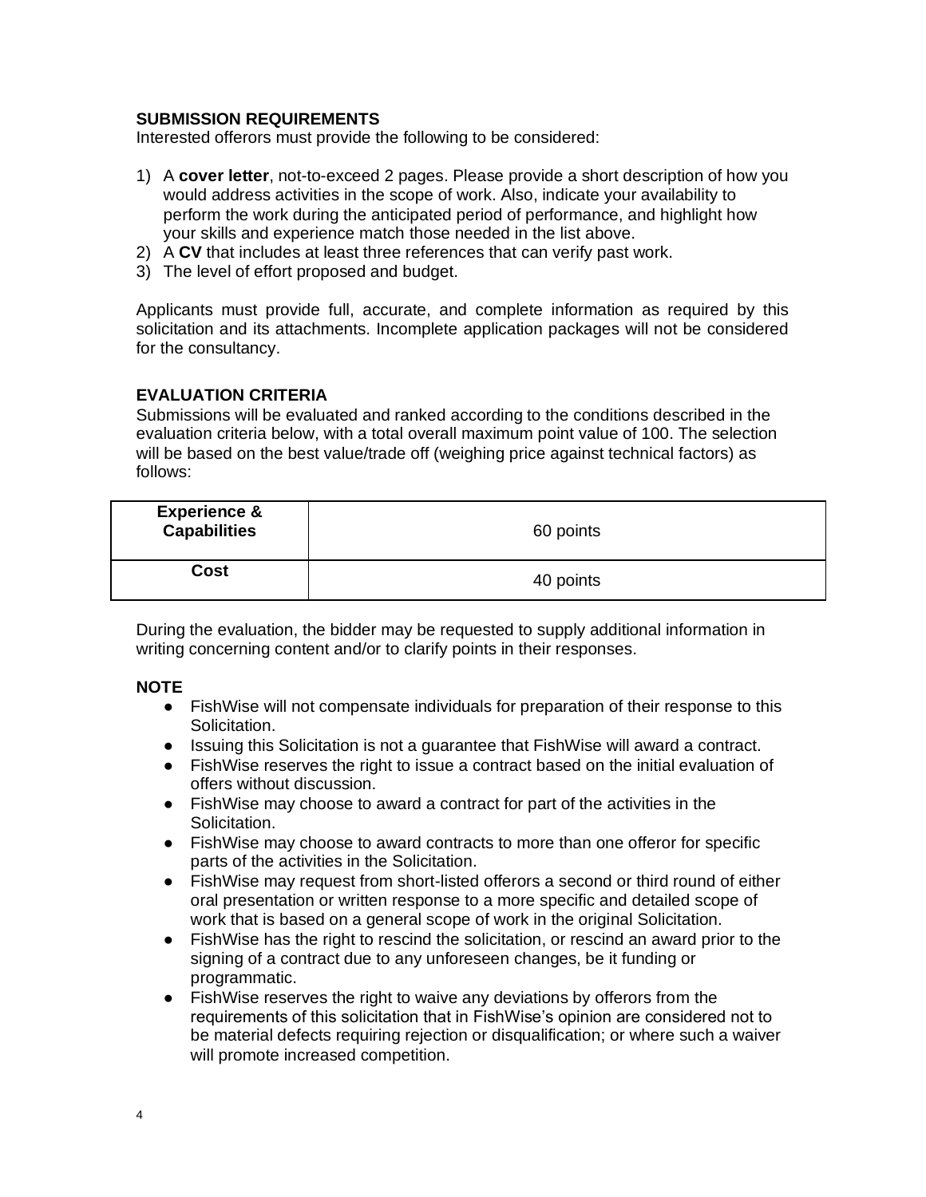**SUBMISSION REQUIREMENTS**

Interested offerors must provide the following to be considered:

1) A **cover letter**, not-to-exceed 2 pages. Please provide a short description of how you would address activities in the scope of work. Also, indicate your availability to perform the work during the anticipated period of performance, and highlight how your skills and experience match those needed in the list above.
2) A **CV** that includes at least three references that can verify past work.
3) The level of effort proposed and budget.

Applicants must provide full, accurate, and complete information as required by this solicitation and its attachments. Incomplete application packages will not be considered for the consultancy.

**EVALUATION CRITERIA**

Submissions will be evaluated and ranked according to the conditions described in the evaluation criteria below, with a total overall maximum point value of 100. The selection will be based on the best value/trade off (weighing price against technical factors) as follows:

| **Experience & Capabilities** | 60 points |
|---|---|
| **Cost** | 40 points |

During the evaluation, the bidder may be requested to supply additional information in writing concerning content and/or to clarify points in their responses.

**NOTE**

- FishWise will not compensate individuals for preparation of their response to this Solicitation.
- Issuing this Solicitation is not a guarantee that FishWise will award a contract.
- FishWise reserves the right to issue a contract based on the initial evaluation of offers without discussion.
- FishWise may choose to award a contract for part of the activities in the Solicitation.
- FishWise may choose to award contracts to more than one offeror for specific parts of the activities in the Solicitation.
- FishWise may request from short-listed offerors a second or third round of either oral presentation or written response to a more specific and detailed scope of work that is based on a general scope of work in the original Solicitation.
- FishWise has the right to rescind the solicitation, or rescind an award prior to the signing of a contract due to any unforeseen changes, be it funding or programmatic.
- FishWise reserves the right to waive any deviations by offerors from the requirements of this solicitation that in FishWise's opinion are considered not to be material defects requiring rejection or disqualification; or where such a waiver will promote increased competition.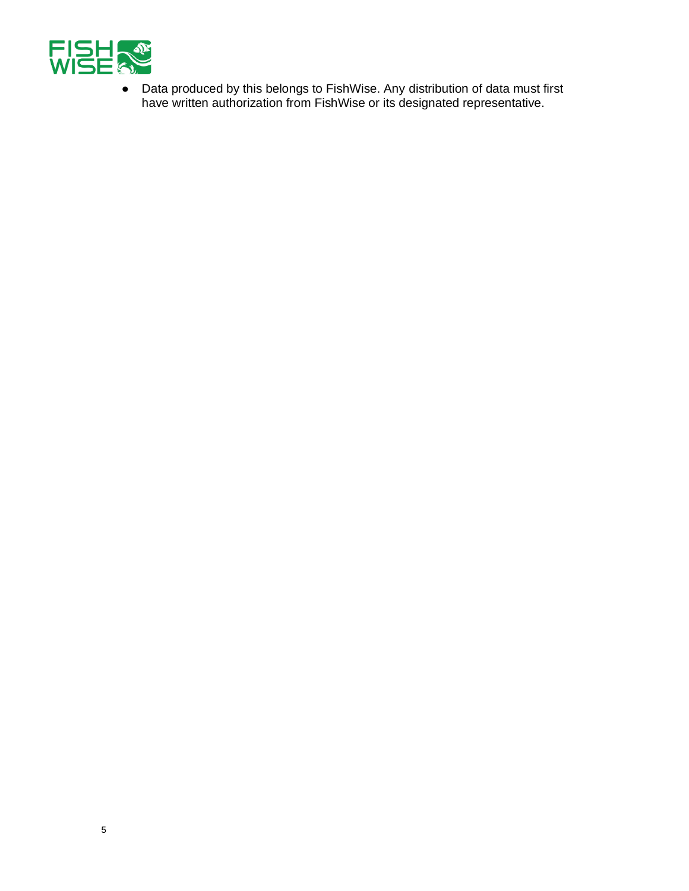- Data produced by this belongs to FishWise. Any distribution of data must first have written authorization from FishWise or its designated representative.